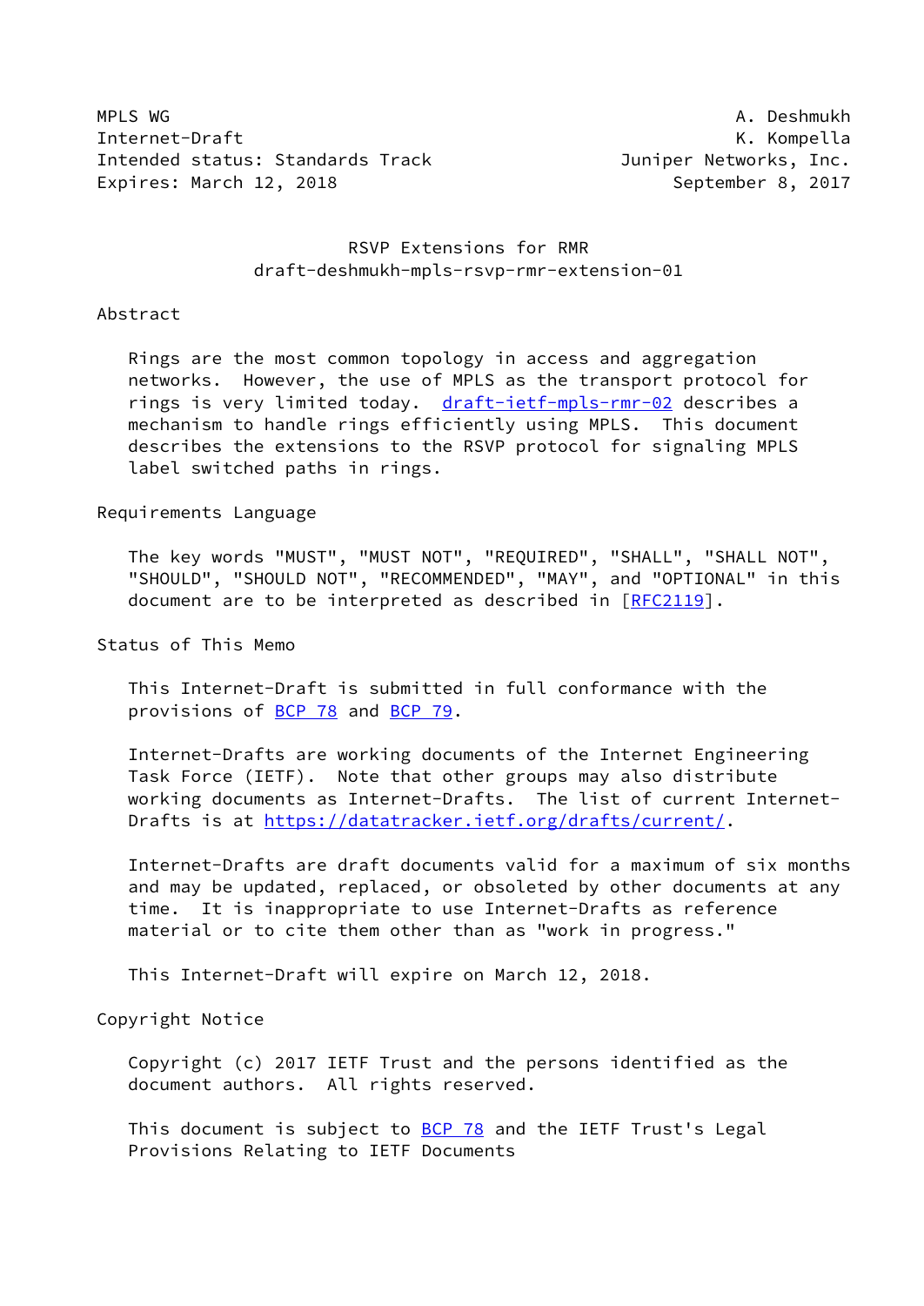MPLS WG A. Deshmukh
Internet-Draft K. Kompella
Intended status: Standards Track Juniper Networks, Inc.
Expires: March 12, 2018 September 8, 2017

# RSVP Extensions for RMR
## draft-deshmukh-mpls-rsvp-rmr-extension-01

## Abstract

Rings are the most common topology in access and aggregation networks. However, the use of MPLS as the transport protocol for rings is very limited today. draft-ietf-mpls-rmr-02 describes a mechanism to handle rings efficiently using MPLS. This document describes the extensions to the RSVP protocol for signaling MPLS label switched paths in rings.

## Requirements Language

The key words "MUST", "MUST NOT", "REQUIRED", "SHALL", "SHALL NOT", "SHOULD", "SHOULD NOT", "RECOMMENDED", "MAY", and "OPTIONAL" in this document are to be interpreted as described in [RFC2119].

## Status of This Memo

This Internet-Draft is submitted in full conformance with the provisions of BCP 78 and BCP 79.

Internet-Drafts are working documents of the Internet Engineering Task Force (IETF). Note that other groups may also distribute working documents as Internet-Drafts. The list of current Internet-Drafts is at https://datatracker.ietf.org/drafts/current/.

Internet-Drafts are draft documents valid for a maximum of six months and may be updated, replaced, or obsoleted by other documents at any time. It is inappropriate to use Internet-Drafts as reference material or to cite them other than as "work in progress."

This Internet-Draft will expire on March 12, 2018.

## Copyright Notice

Copyright (c) 2017 IETF Trust and the persons identified as the document authors. All rights reserved.

This document is subject to BCP 78 and the IETF Trust's Legal Provisions Relating to IETF Documents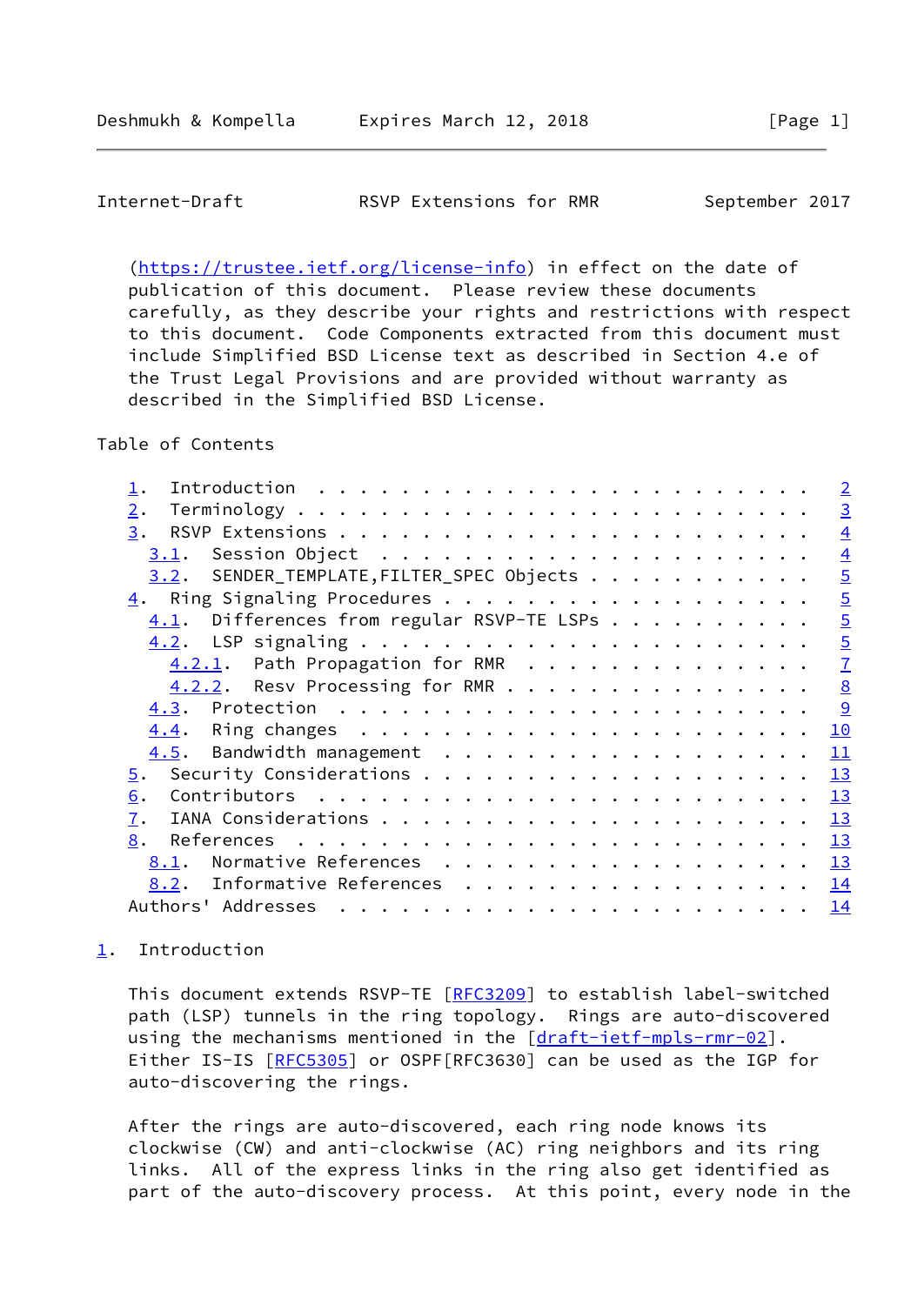(https://trustee.ietf.org/license-info) in effect on the date of publication of this document. Please review these documents carefully, as they describe your rights and restrictions with respect to this document. Code Components extracted from this document must include Simplified BSD License text as described in Section 4.e of the Trust Legal Provisions and are provided without warranty as described in the Simplified BSD License.

Table of Contents

- 1. Introduction . . . . . . . . . . . . . . . . . . . . . . . . 2
- 2. Terminology . . . . . . . . . . . . . . . . . . . . . . . . 3
- 3. RSVP Extensions . . . . . . . . . . . . . . . . . . . . . . 4
  - 3.1. Session Object . . . . . . . . . . . . . . . . . . . . . 4
  - 3.2. SENDER_TEMPLATE,FILTER_SPEC Objects . . . . . . . . . . . 5
- 4. Ring Signaling Procedures . . . . . . . . . . . . . . . . . 5
  - 4.1. Differences from regular RSVP-TE LSPs . . . . . . . . . . 5
  - 4.2. LSP signaling . . . . . . . . . . . . . . . . . . . . . 5
    - 4.2.1. Path Propagation for RMR . . . . . . . . . . . . . . 7
    - 4.2.2. Resv Processing for RMR . . . . . . . . . . . . . . . 8
  - 4.3. Protection . . . . . . . . . . . . . . . . . . . . . . . 9
  - 4.4. Ring changes . . . . . . . . . . . . . . . . . . . . . . 10
  - 4.5. Bandwidth management . . . . . . . . . . . . . . . . . . 11
- 5. Security Considerations . . . . . . . . . . . . . . . . . . 13
- 6. Contributors . . . . . . . . . . . . . . . . . . . . . . . . 13
- 7. IANA Considerations . . . . . . . . . . . . . . . . . . . . 13
- 8. References . . . . . . . . . . . . . . . . . . . . . . . . 13
  - 8.1. Normative References . . . . . . . . . . . . . . . . . . 13
  - 8.2. Informative References . . . . . . . . . . . . . . . . . 14
- Authors' Addresses . . . . . . . . . . . . . . . . . . . . . . 14

## 1. Introduction

This document extends RSVP-TE [RFC3209] to establish label-switched path (LSP) tunnels in the ring topology. Rings are auto-discovered using the mechanisms mentioned in the [draft-ietf-mpls-rmr-02]. Either IS-IS [RFC5305] or OSPF[RFC3630] can be used as the IGP for auto-discovering the rings.

After the rings are auto-discovered, each ring node knows its clockwise (CW) and anti-clockwise (AC) ring neighbors and its ring links. All of the express links in the ring also get identified as part of the auto-discovery process. At this point, every node in the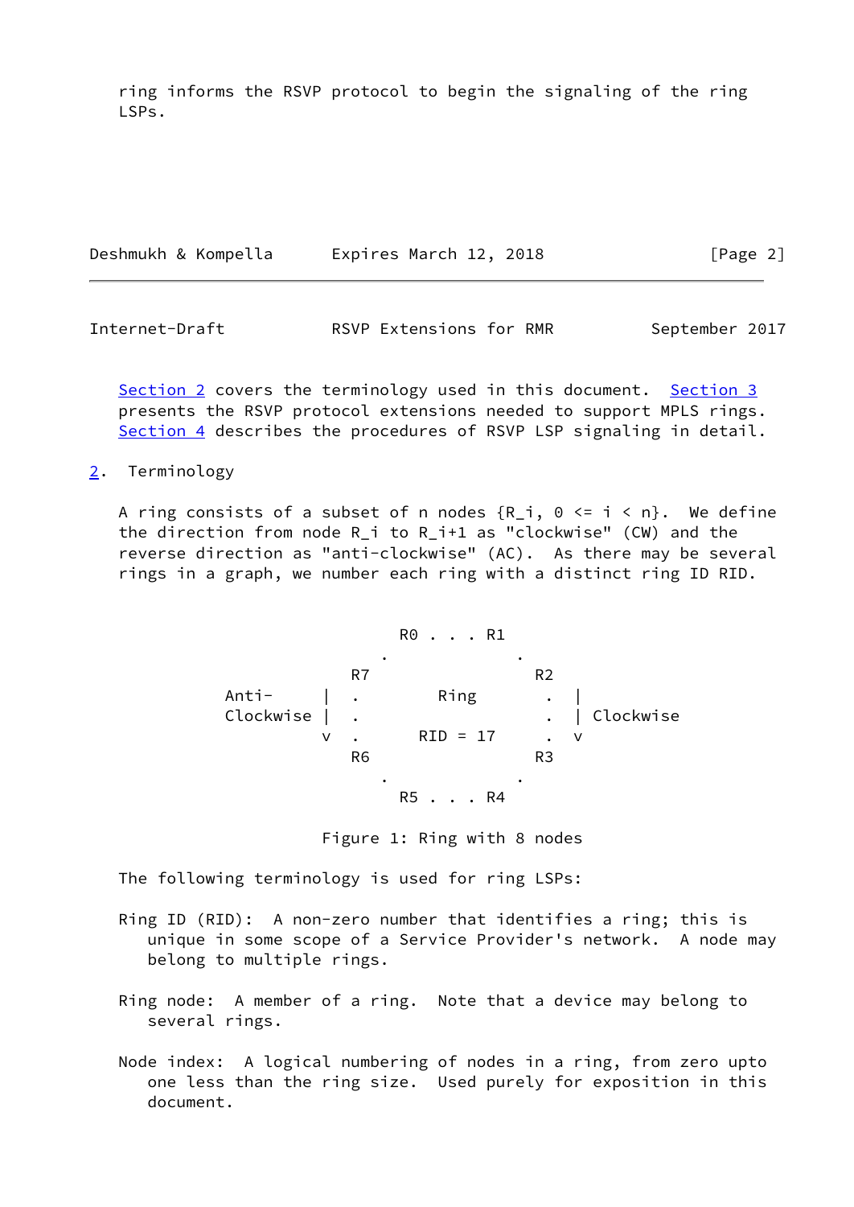ring informs the RSVP protocol to begin the signaling of the ring LSPs.

Section 2 covers the terminology used in this document. Section 3 presents the RSVP protocol extensions needed to support MPLS rings. Section 4 describes the procedures of RSVP LSP signaling in detail.

## 2. Terminology

A ring consists of a subset of n nodes {R_i, 0 <= i < n}. We define the direction from node R_i to R_i+1 as "clockwise" (CW) and the reverse direction as "anti-clockwise" (AC). As there may be several rings in a graph, we number each ring with a distinct ring ID RID.

```
                         R0 . . . R1
                       .             .
                    R7                 R2
          Anti-     |  .      Ring       .  |
          Clockwise |  .                 .  | Clockwise
                    v  .    RID = 17     .  v
                    R6                 R3
                       .             .
                         R5 . . . R4
```

Figure 1: Ring with 8 nodes

The following terminology is used for ring LSPs:

Ring ID (RID): A non-zero number that identifies a ring; this is unique in some scope of a Service Provider's network. A node may belong to multiple rings.

Ring node: A member of a ring. Note that a device may belong to several rings.

Node index: A logical numbering of nodes in a ring, from zero upto one less than the ring size. Used purely for exposition in this document.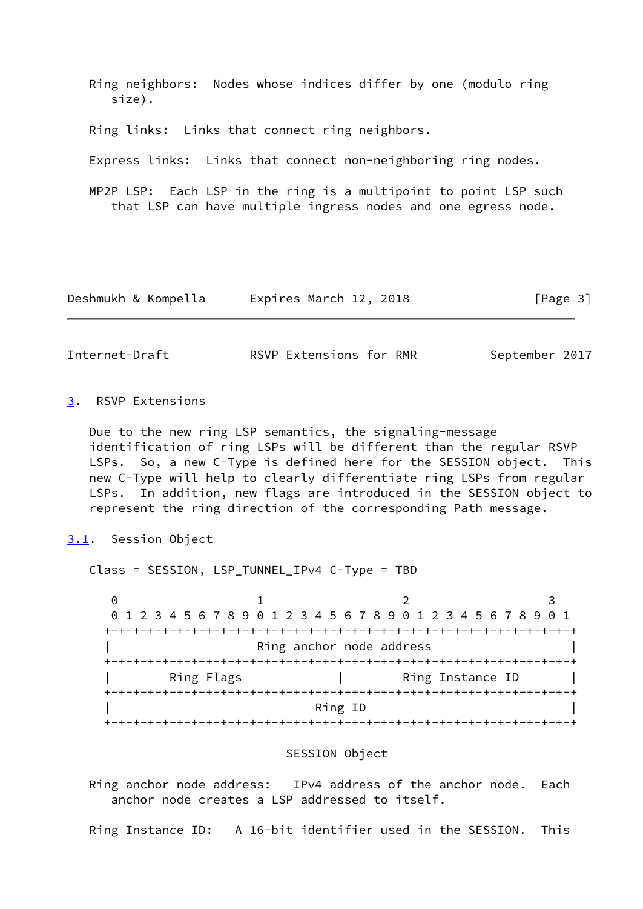Ring neighbors:  Nodes whose indices differ by one (modulo ring size).

Ring links:  Links that connect ring neighbors.

Express links:  Links that connect non-neighboring ring nodes.

MP2P LSP:  Each LSP in the ring is a multipoint to point LSP such that LSP can have multiple ingress nodes and one egress node.

## 3. RSVP Extensions

Due to the new ring LSP semantics, the signaling-message identification of ring LSPs will be different than the regular RSVP LSPs.  So, a new C-Type is defined here for the SESSION object.  This new C-Type will help to clearly differentiate ring LSPs from regular LSPs.  In addition, new flags are introduced in the SESSION object to represent the ring direction of the corresponding Path message.

### 3.1. Session Object

Class = SESSION, LSP_TUNNEL_IPv4 C-Type = TBD

```
 0                   1                   2                   3
 0 1 2 3 4 5 6 7 8 9 0 1 2 3 4 5 6 7 8 9 0 1 2 3 4 5 6 7 8 9 0 1
+-+-+-+-+-+-+-+-+-+-+-+-+-+-+-+-+-+-+-+-+-+-+-+-+-+-+-+-+-+-+-+-+
|                   Ring anchor node address                    |
+-+-+-+-+-+-+-+-+-+-+-+-+-+-+-+-+-+-+-+-+-+-+-+-+-+-+-+-+-+-+-+-+
|        Ring Flags             |         Ring Instance ID      |
+-+-+-+-+-+-+-+-+-+-+-+-+-+-+-+-+-+-+-+-+-+-+-+-+-+-+-+-+-+-+-+-+
|                            Ring ID                            |
+-+-+-+-+-+-+-+-+-+-+-+-+-+-+-+-+-+-+-+-+-+-+-+-+-+-+-+-+-+-+-+-+
```

SESSION Object

Ring anchor node address:   IPv4 address of the anchor node.  Each anchor node creates a LSP addressed to itself.

Ring Instance ID:   A 16-bit identifier used in the SESSION.  This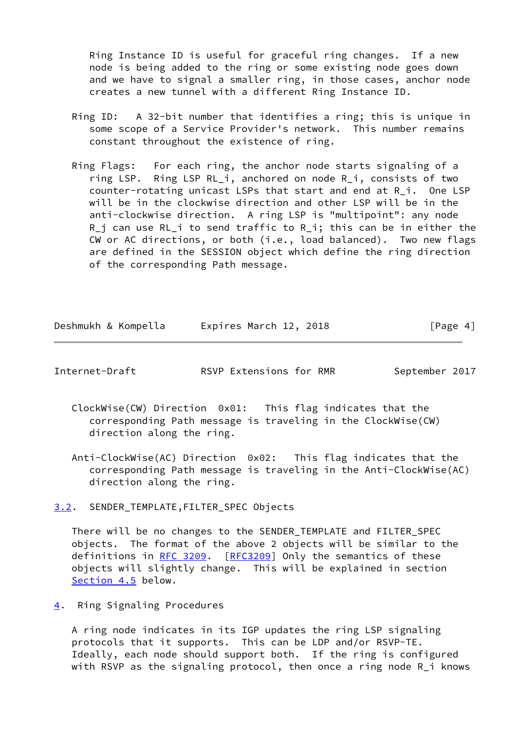Ring Instance ID is useful for graceful ring changes. If a new node is being added to the ring or some existing node goes down and we have to signal a smaller ring, in those cases, anchor node creates a new tunnel with a different Ring Instance ID.

Ring ID: A 32-bit number that identifies a ring; this is unique in some scope of a Service Provider's network. This number remains constant throughout the existence of ring.

Ring Flags: For each ring, the anchor node starts signaling of a ring LSP. Ring LSP $RL_i$, anchored on node $R_i$, consists of two counter-rotating unicast LSPs that start and end at $R_i$. One LSP will be in the clockwise direction and other LSP will be in the anti-clockwise direction. A ring LSP is "multipoint": any node $R_j$ can use $RL_i$ to send traffic to $R_i$; this can be in either the CW or AC directions, or both (i.e., load balanced). Two new flags are defined in the SESSION object which define the ring direction of the corresponding Path message.

ClockWise(CW) Direction 0x01: This flag indicates that the corresponding Path message is traveling in the ClockWise(CW) direction along the ring.

Anti-ClockWise(AC) Direction 0x02: This flag indicates that the corresponding Path message is traveling in the Anti-ClockWise(AC) direction along the ring.

### 3.2. SENDER_TEMPLATE,FILTER_SPEC Objects

There will be no changes to the SENDER_TEMPLATE and FILTER_SPEC objects. The format of the above 2 objects will be similar to the definitions in RFC 3209. [RFC3209] Only the semantics of these objects will slightly change. This will be explained in section Section 4.5 below.

## 4. Ring Signaling Procedures

A ring node indicates in its IGP updates the ring LSP signaling protocols that it supports. This can be LDP and/or RSVP-TE. Ideally, each node should support both. If the ring is configured with RSVP as the signaling protocol, then once a ring node $R_i$ knows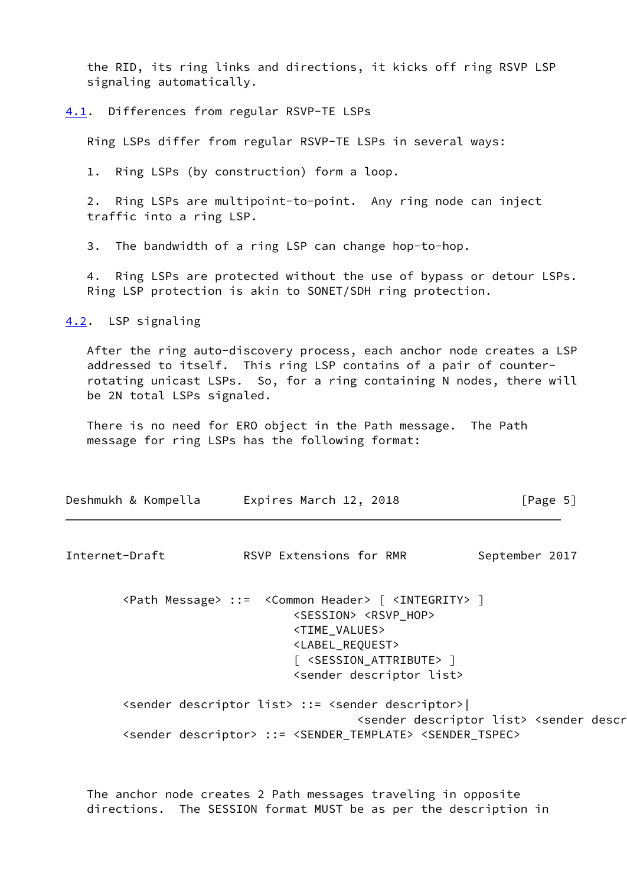the RID, its ring links and directions, it kicks off ring RSVP LSP signaling automatically.

## 4.1. Differences from regular RSVP-TE LSPs

Ring LSPs differ from regular RSVP-TE LSPs in several ways:

1. Ring LSPs (by construction) form a loop.

2. Ring LSPs are multipoint-to-point. Any ring node can inject traffic into a ring LSP.

3. The bandwidth of a ring LSP can change hop-to-hop.

4. Ring LSPs are protected without the use of bypass or detour LSPs. Ring LSP protection is akin to SONET/SDH ring protection.

## 4.2. LSP signaling

After the ring auto-discovery process, each anchor node creates a LSP addressed to itself. This ring LSP contains of a pair of counter-rotating unicast LSPs. So, for a ring containing N nodes, there will be 2N total LSPs signaled.

There is no need for ERO object in the Path message. The Path message for ring LSPs has the following format:

```
<Path Message> ::=  <Common Header> [ <INTEGRITY> ]
                        <SESSION> <RSVP_HOP>
                        <TIME_VALUES>
                        <LABEL_REQUEST>
                        [ <SESSION_ATTRIBUTE> ]
                        <sender descriptor list>

<sender descriptor list> ::= <sender descriptor>|
                                 <sender descriptor list> <sender descr
<sender descriptor> ::= <SENDER_TEMPLATE> <SENDER_TSPEC>
```

The anchor node creates 2 Path messages traveling in opposite directions. The SESSION format MUST be as per the description in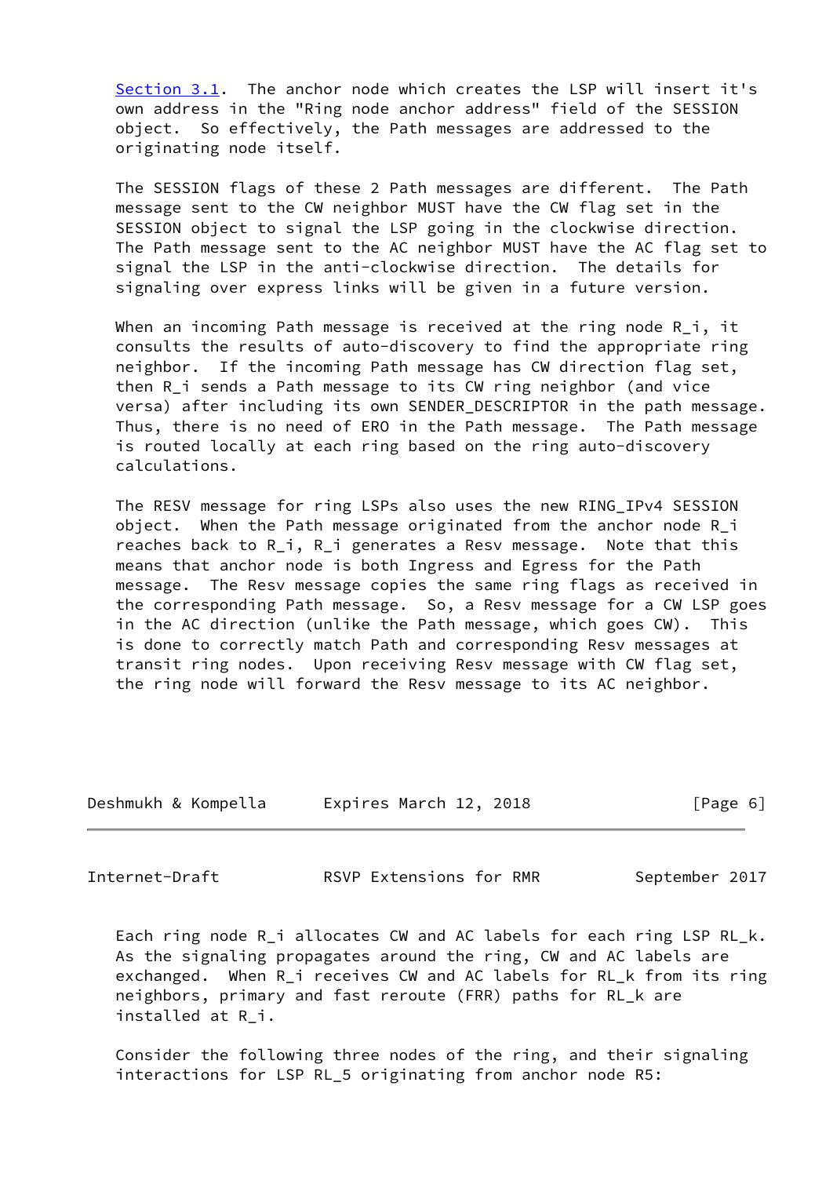Section 3.1. The anchor node which creates the LSP will insert it's own address in the "Ring node anchor address" field of the SESSION object. So effectively, the Path messages are addressed to the originating node itself.

The SESSION flags of these 2 Path messages are different. The Path message sent to the CW neighbor MUST have the CW flag set in the SESSION object to signal the LSP going in the clockwise direction. The Path message sent to the AC neighbor MUST have the AC flag set to signal the LSP in the anti-clockwise direction. The details for signaling over express links will be given in a future version.

When an incoming Path message is received at the ring node R_i, it consults the results of auto-discovery to find the appropriate ring neighbor. If the incoming Path message has CW direction flag set, then R_i sends a Path message to its CW ring neighbor (and vice versa) after including its own SENDER_DESCRIPTOR in the path message. Thus, there is no need of ERO in the Path message. The Path message is routed locally at each ring based on the ring auto-discovery calculations.

The RESV message for ring LSPs also uses the new RING_IPv4 SESSION object. When the Path message originated from the anchor node R_i reaches back to R_i, R_i generates a Resv message. Note that this means that anchor node is both Ingress and Egress for the Path message. The Resv message copies the same ring flags as received in the corresponding Path message. So, a Resv message for a CW LSP goes in the AC direction (unlike the Path message, which goes CW). This is done to correctly match Path and corresponding Resv messages at transit ring nodes. Upon receiving Resv message with CW flag set, the ring node will forward the Resv message to its AC neighbor.

Each ring node R_i allocates CW and AC labels for each ring LSP RL_k. As the signaling propagates around the ring, CW and AC labels are exchanged. When R_i receives CW and AC labels for RL_k from its ring neighbors, primary and fast reroute (FRR) paths for RL_k are installed at R_i.

Consider the following three nodes of the ring, and their signaling interactions for LSP RL_5 originating from anchor node R5: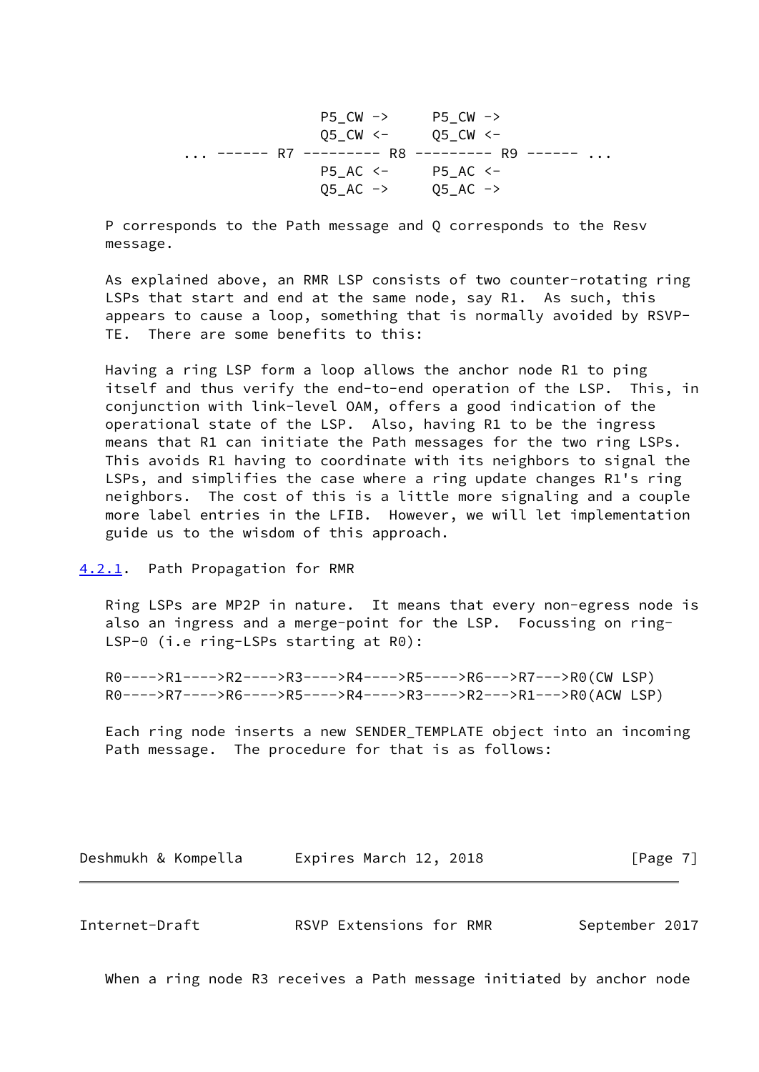```
                      P5_CW ->     P5_CW ->
                      Q5_CW <-     Q5_CW <-
      ... ------ R7 --------- R8 --------- R9 ------ ...
                      P5_AC <-     P5_AC <-
                      Q5_AC ->     Q5_AC ->
```

P corresponds to the Path message and Q corresponds to the Resv message.

As explained above, an RMR LSP consists of two counter-rotating ring LSPs that start and end at the same node, say R1. As such, this appears to cause a loop, something that is normally avoided by RSVP-TE. There are some benefits to this:

Having a ring LSP form a loop allows the anchor node R1 to ping itself and thus verify the end-to-end operation of the LSP. This, in conjunction with link-level OAM, offers a good indication of the operational state of the LSP. Also, having R1 to be the ingress means that R1 can initiate the Path messages for the two ring LSPs. This avoids R1 having to coordinate with its neighbors to signal the LSPs, and simplifies the case where a ring update changes R1's ring neighbors. The cost of this is a little more signaling and a couple more label entries in the LFIB. However, we will let implementation guide us to the wisdom of this approach.

### 4.2.1. Path Propagation for RMR

Ring LSPs are MP2P in nature. It means that every non-egress node is also an ingress and a merge-point for the LSP. Focussing on ring-LSP-0 (i.e ring-LSPs starting at R0):

```
R0---->R1---->R2---->R3---->R4---->R5---->R6--->R7--->R0(CW LSP)
R0---->R7---->R6---->R5---->R4---->R3---->R2--->R1--->R0(ACW LSP)
```

Each ring node inserts a new SENDER_TEMPLATE object into an incoming Path message. The procedure for that is as follows:

When a ring node R3 receives a Path message initiated by anchor node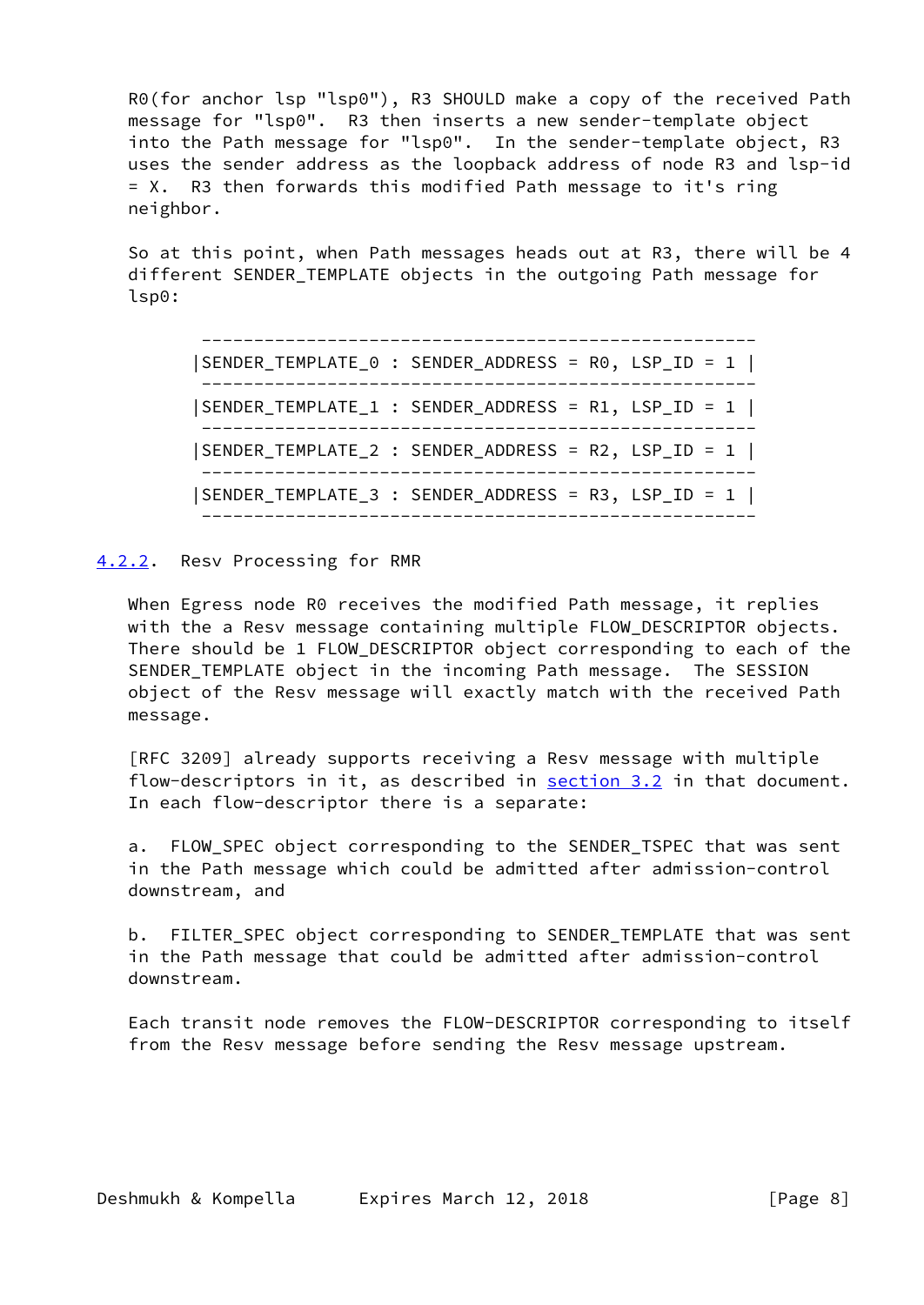R0(for anchor lsp "lsp0"), R3 SHOULD make a copy of the received Path message for "lsp0". R3 then inserts a new sender-template object into the Path message for "lsp0". In the sender-template object, R3 uses the sender address as the loopback address of node R3 and lsp-id = X. R3 then forwards this modified Path message to it's ring neighbor.

So at this point, when Path messages heads out at R3, there will be 4 different SENDER_TEMPLATE objects in the outgoing Path message for lsp0:

```
 -----------------------------------------------------
|SENDER_TEMPLATE_0 : SENDER_ADDRESS = R0, LSP_ID = 1 |
 -----------------------------------------------------
|SENDER_TEMPLATE_1 : SENDER_ADDRESS = R1, LSP_ID = 1 |
 -----------------------------------------------------
|SENDER_TEMPLATE_2 : SENDER_ADDRESS = R2, LSP_ID = 1 |
 -----------------------------------------------------
|SENDER_TEMPLATE_3 : SENDER_ADDRESS = R3, LSP_ID = 1 |
 -----------------------------------------------------
```

### 4.2.2. Resv Processing for RMR

When Egress node R0 receives the modified Path message, it replies with the a Resv message containing multiple FLOW_DESCRIPTOR objects. There should be 1 FLOW_DESCRIPTOR object corresponding to each of the SENDER_TEMPLATE object in the incoming Path message. The SESSION object of the Resv message will exactly match with the received Path message.

[RFC 3209] already supports receiving a Resv message with multiple flow-descriptors in it, as described in section 3.2 in that document. In each flow-descriptor there is a separate:

a. FLOW_SPEC object corresponding to the SENDER_TSPEC that was sent in the Path message which could be admitted after admission-control downstream, and

b. FILTER_SPEC object corresponding to SENDER_TEMPLATE that was sent in the Path message that could be admitted after admission-control downstream.

Each transit node removes the FLOW-DESCRIPTOR corresponding to itself from the Resv message before sending the Resv message upstream.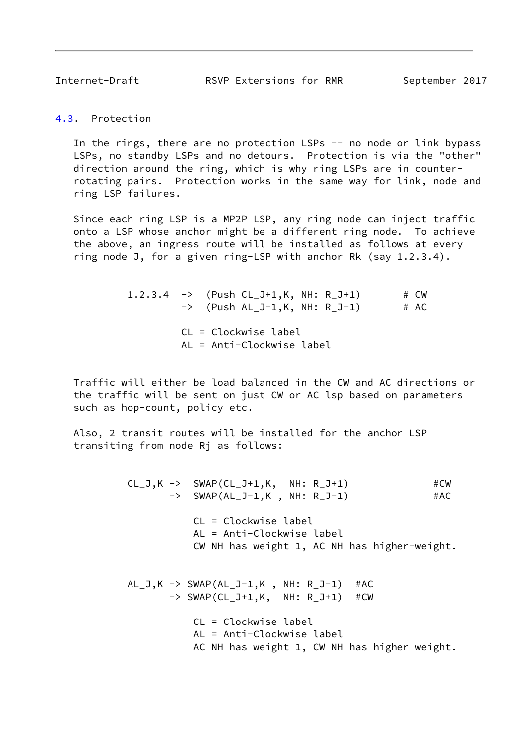### 4.3. Protection

In the rings, there are no protection LSPs -- no node or link bypass LSPs, no standby LSPs and no detours. Protection is via the "other" direction around the ring, which is why ring LSPs are in counter-rotating pairs. Protection works in the same way for link, node and ring LSP failures.

Since each ring LSP is a MP2P LSP, any ring node can inject traffic onto a LSP whose anchor might be a different ring node. To achieve the above, an ingress route will be installed as follows at every ring node J, for a given ring-LSP with anchor Rk (say 1.2.3.4).

```
1.2.3.4  ->  (Push CL_J+1,K, NH: R_J+1)       # CW
         ->  (Push AL_J-1,K, NH: R_J-1)       # AC

         CL = Clockwise label
         AL = Anti-Clockwise label
```

Traffic will either be load balanced in the CW and AC directions or the traffic will be sent on just CW or AC lsp based on parameters such as hop-count, policy etc.

Also, 2 transit routes will be installed for the anchor LSP transiting from node Rj as follows:

```
CL_J,K ->  SWAP(CL_J+1,K,  NH: R_J+1)            #CW
       ->  SWAP(AL_J-1,K , NH: R_J-1)            #AC

           CL = Clockwise label
           AL = Anti-Clockwise label
           CW NH has weight 1, AC NH has higher-weight.


AL_J,K -> SWAP(AL_J-1,K , NH: R_J-1)  #AC
       -> SWAP(CL_J+1,K,  NH: R_J+1)  #CW

           CL = Clockwise label
           AL = Anti-Clockwise label
           AC NH has weight 1, CW NH has higher weight.
```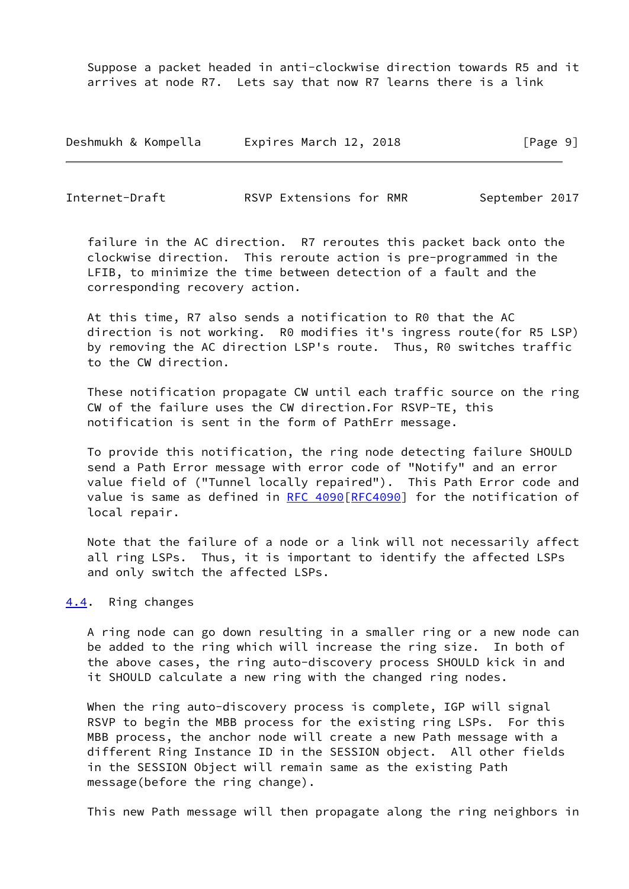Suppose a packet headed in anti-clockwise direction towards R5 and it arrives at node R7. Lets say that now R7 learns there is a link failure in the AC direction. R7 reroutes this packet back onto the clockwise direction. This reroute action is pre-programmed in the LFIB, to minimize the time between detection of a fault and the corresponding recovery action.

At this time, R7 also sends a notification to R0 that the AC direction is not working. R0 modifies it's ingress route(for R5 LSP) by removing the AC direction LSP's route. Thus, R0 switches traffic to the CW direction.

These notification propagate CW until each traffic source on the ring CW of the failure uses the CW direction.For RSVP-TE, this notification is sent in the form of PathErr message.

To provide this notification, the ring node detecting failure SHOULD send a Path Error message with error code of "Notify" and an error value field of ("Tunnel locally repaired"). This Path Error code and value is same as defined in RFC 4090[RFC4090] for the notification of local repair.

Note that the failure of a node or a link will not necessarily affect all ring LSPs. Thus, it is important to identify the affected LSPs and only switch the affected LSPs.

## 4.4. Ring changes

A ring node can go down resulting in a smaller ring or a new node can be added to the ring which will increase the ring size. In both of the above cases, the ring auto-discovery process SHOULD kick in and it SHOULD calculate a new ring with the changed ring nodes.

When the ring auto-discovery process is complete, IGP will signal RSVP to begin the MBB process for the existing ring LSPs. For this MBB process, the anchor node will create a new Path message with a different Ring Instance ID in the SESSION object. All other fields in the SESSION Object will remain same as the existing Path message(before the ring change).

This new Path message will then propagate along the ring neighbors in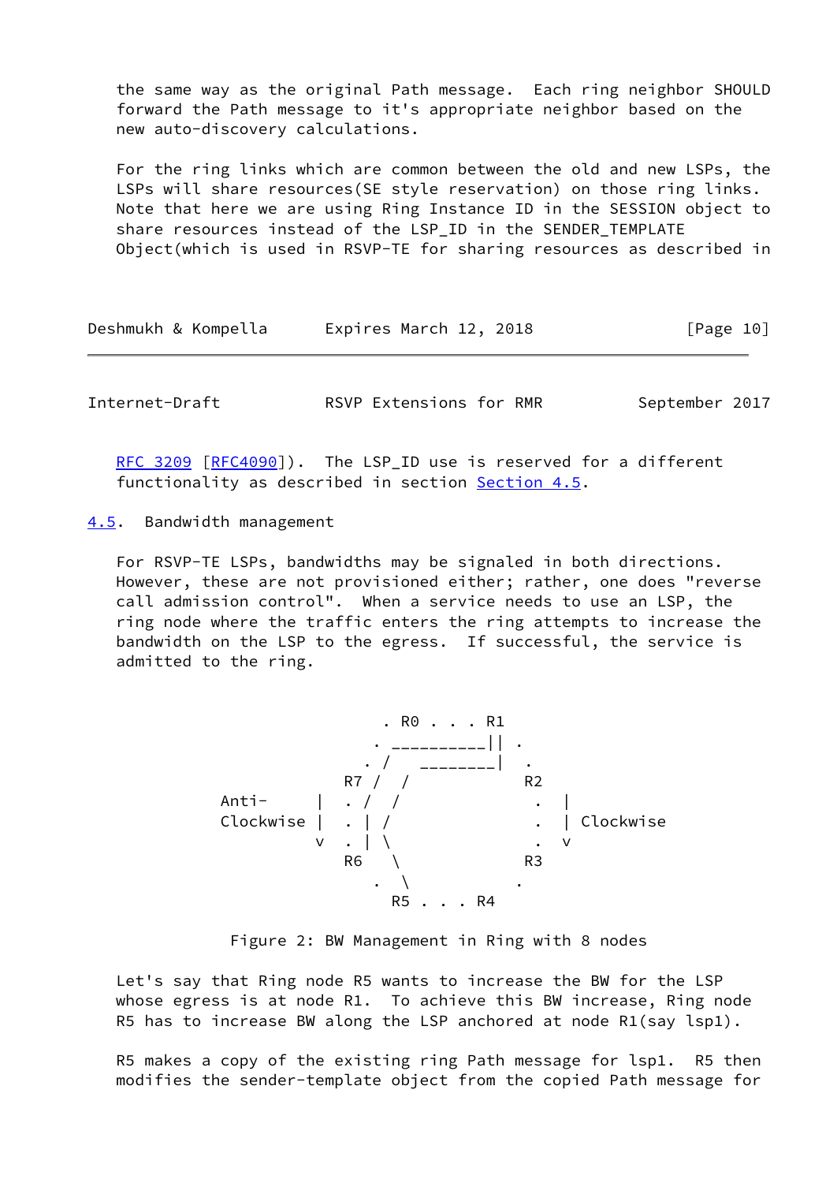the same way as the original Path message. Each ring neighbor SHOULD forward the Path message to it's appropriate neighbor based on the new auto-discovery calculations.

For the ring links which are common between the old and new LSPs, the LSPs will share resources(SE style reservation) on those ring links. Note that here we are using Ring Instance ID in the SESSION object to share resources instead of the LSP_ID in the SENDER_TEMPLATE Object(which is used in RSVP-TE for sharing resources as described in RFC 3209 [RFC4090]). The LSP_ID use is reserved for a different functionality as described in section Section 4.5.

### 4.5. Bandwidth management

For RSVP-TE LSPs, bandwidths may be signaled in both directions. However, these are not provisioned either; rather, one does "reverse call admission control". When a service needs to use an LSP, the ring node where the traffic enters the ring attempts to increase the bandwidth on the LSP to the egress. If successful, the service is admitted to the ring.

```
                     . R0 . . . R1
                    . __________|| .
                   . /   ________|  .
                 R7 /  /            R2
     Anti-     |  . /  /             .  |
     Clockwise |  . | /              .  | Clockwise
               v  . | \              .  v
                 R6   \             R3
                    .  \           .
                     R5 . . . R4
```

Figure 2: BW Management in Ring with 8 nodes

Let's say that Ring node R5 wants to increase the BW for the LSP whose egress is at node R1. To achieve this BW increase, Ring node R5 has to increase BW along the LSP anchored at node R1(say lsp1).

R5 makes a copy of the existing ring Path message for lsp1. R5 then modifies the sender-template object from the copied Path message for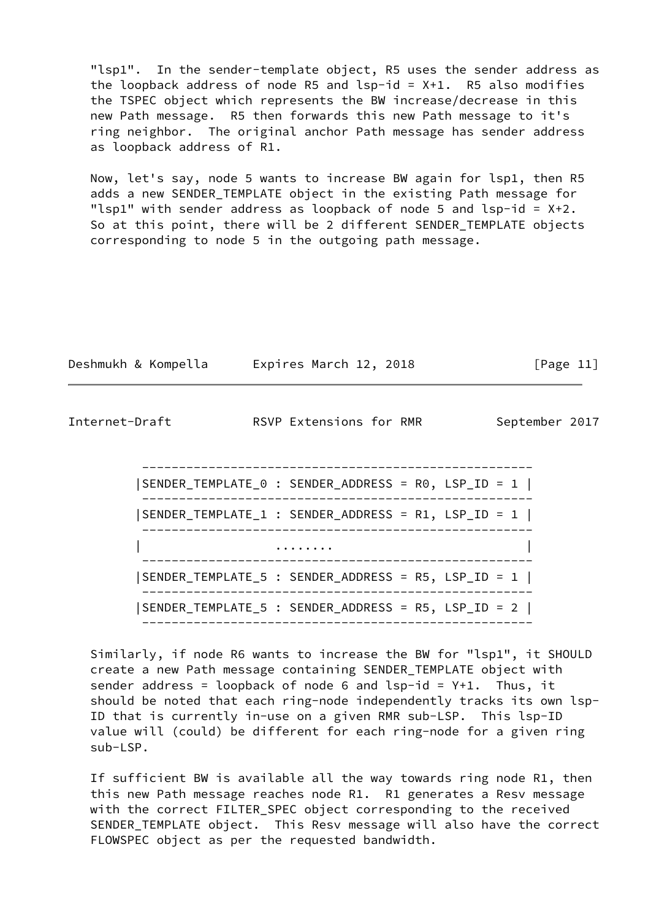"lsp1". In the sender-template object, R5 uses the sender address as the loopback address of node R5 and lsp-id = X+1. R5 also modifies the TSPEC object which represents the BW increase/decrease in this new Path message. R5 then forwards this new Path message to it's ring neighbor. The original anchor Path message has sender address as loopback address of R1.

Now, let's say, node 5 wants to increase BW again for lsp1, then R5 adds a new SENDER_TEMPLATE object in the existing Path message for "lsp1" with sender address as loopback of node 5 and lsp-id = X+2. So at this point, there will be 2 different SENDER_TEMPLATE objects corresponding to node 5 in the outgoing path message.

```
 ---------------------------------------------------
|SENDER_TEMPLATE_0 : SENDER_ADDRESS = R0, LSP_ID = 1 |
 ---------------------------------------------------
|SENDER_TEMPLATE_1 : SENDER_ADDRESS = R1, LSP_ID = 1 |
 ---------------------------------------------------
|                 ........                          |
 ---------------------------------------------------
|SENDER_TEMPLATE_5 : SENDER_ADDRESS = R5, LSP_ID = 1 |
 ---------------------------------------------------
|SENDER_TEMPLATE_5 : SENDER_ADDRESS = R5, LSP_ID = 2 |
 ---------------------------------------------------
```

Similarly, if node R6 wants to increase the BW for "lsp1", it SHOULD create a new Path message containing SENDER_TEMPLATE object with sender address = loopback of node 6 and lsp-id = Y+1. Thus, it should be noted that each ring-node independently tracks its own lsp-ID that is currently in-use on a given RMR sub-LSP. This lsp-ID value will (could) be different for each ring-node for a given ring sub-LSP.

If sufficient BW is available all the way towards ring node R1, then this new Path message reaches node R1. R1 generates a Resv message with the correct FILTER_SPEC object corresponding to the received SENDER_TEMPLATE object. This Resv message will also have the correct FLOWSPEC object as per the requested bandwidth.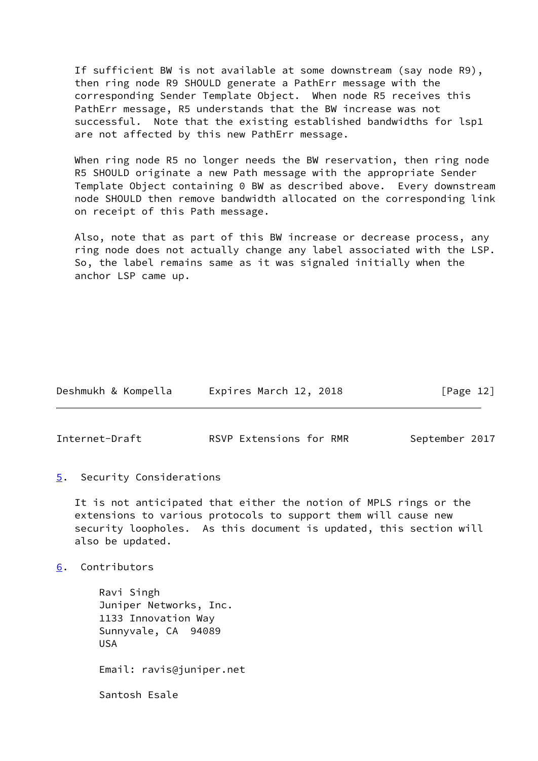If sufficient BW is not available at some downstream (say node R9), then ring node R9 SHOULD generate a PathErr message with the corresponding Sender Template Object. When node R5 receives this PathErr message, R5 understands that the BW increase was not successful. Note that the existing established bandwidths for lsp1 are not affected by this new PathErr message.

When ring node R5 no longer needs the BW reservation, then ring node R5 SHOULD originate a new Path message with the appropriate Sender Template Object containing 0 BW as described above. Every downstream node SHOULD then remove bandwidth allocated on the corresponding link on receipt of this Path message.

Also, note that as part of this BW increase or decrease process, any ring node does not actually change any label associated with the LSP. So, the label remains same as it was signaled initially when the anchor LSP came up.

## 5. Security Considerations

It is not anticipated that either the notion of MPLS rings or the extensions to various protocols to support them will cause new security loopholes. As this document is updated, this section will also be updated.

## 6. Contributors

Ravi Singh
Juniper Networks, Inc.
1133 Innovation Way
Sunnyvale, CA 94089
USA

Email: ravis@juniper.net

Santosh Esale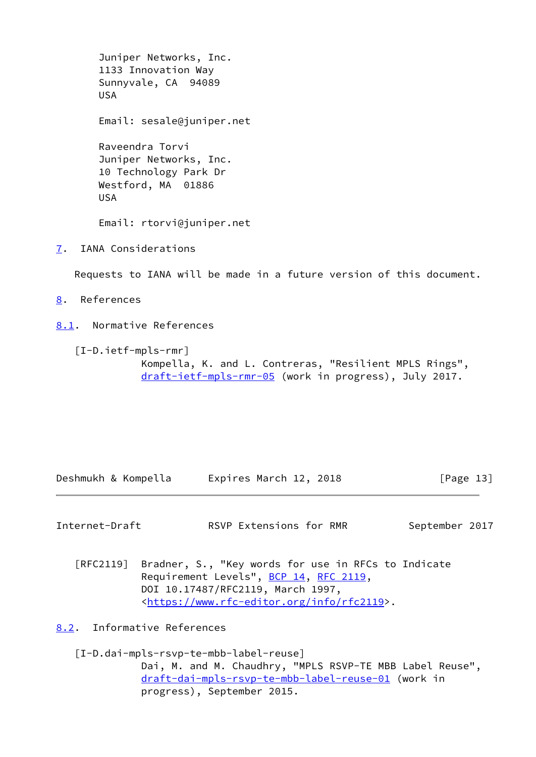Juniper Networks, Inc.
1133 Innovation Way
Sunnyvale, CA  94089
USA

Email: sesale@juniper.net

Raveendra Torvi
Juniper Networks, Inc.
10 Technology Park Dr
Westford, MA  01886
USA

Email: rtorvi@juniper.net

## 7. IANA Considerations

Requests to IANA will be made in a future version of this document.

## 8. References

### 8.1. Normative References

[I-D.ietf-mpls-rmr]
Kompella, K. and L. Contreras, "Resilient MPLS Rings", draft-ietf-mpls-rmr-05 (work in progress), July 2017.

[RFC2119] Bradner, S., "Key words for use in RFCs to Indicate Requirement Levels", BCP 14, RFC 2119, DOI 10.17487/RFC2119, March 1997, <https://www.rfc-editor.org/info/rfc2119>.

### 8.2. Informative References

[I-D.dai-mpls-rsvp-te-mbb-label-reuse]
Dai, M. and M. Chaudhry, "MPLS RSVP-TE MBB Label Reuse", draft-dai-mpls-rsvp-te-mbb-label-reuse-01 (work in progress), September 2015.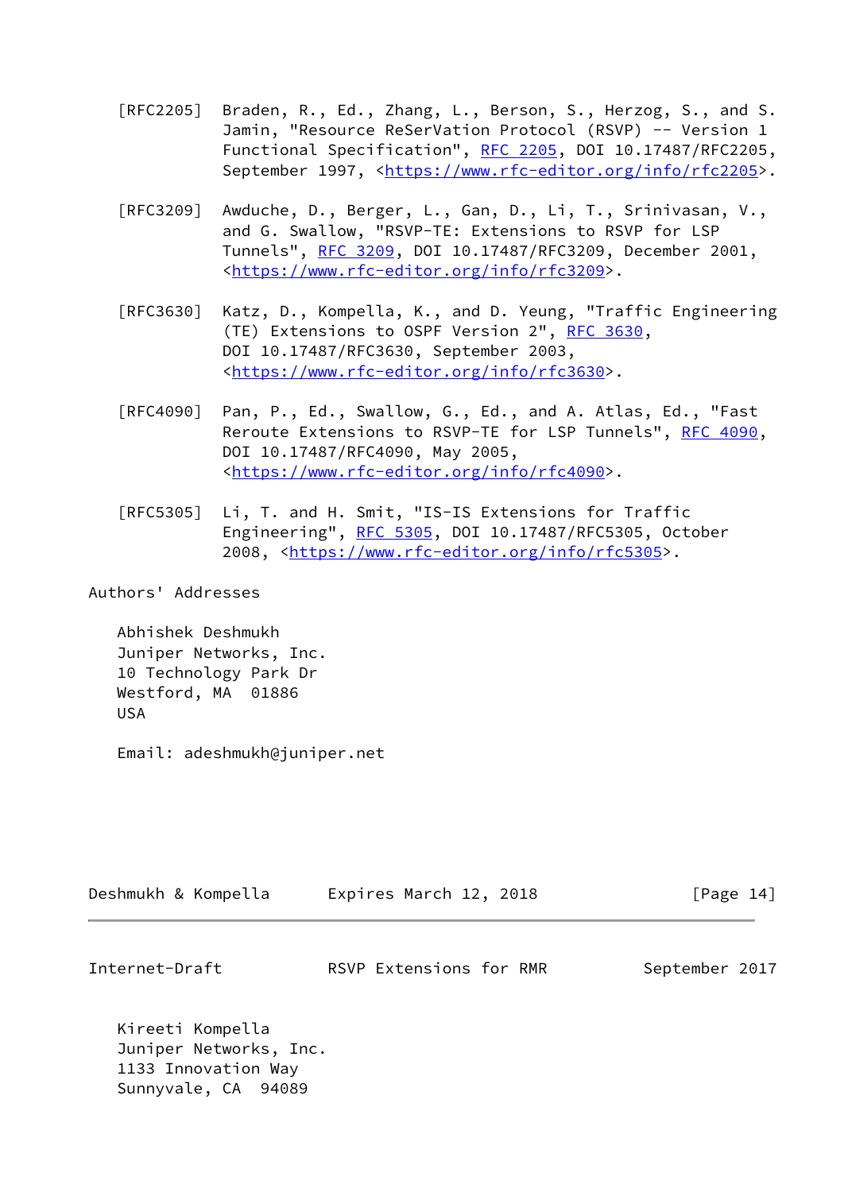[RFC2205] Braden, R., Ed., Zhang, L., Berson, S., Herzog, S., and S. Jamin, "Resource ReSerVation Protocol (RSVP) -- Version 1 Functional Specification", RFC 2205, DOI 10.17487/RFC2205, September 1997, <https://www.rfc-editor.org/info/rfc2205>.

[RFC3209] Awduche, D., Berger, L., Gan, D., Li, T., Srinivasan, V., and G. Swallow, "RSVP-TE: Extensions to RSVP for LSP Tunnels", RFC 3209, DOI 10.17487/RFC3209, December 2001, <https://www.rfc-editor.org/info/rfc3209>.

[RFC3630] Katz, D., Kompella, K., and D. Yeung, "Traffic Engineering (TE) Extensions to OSPF Version 2", RFC 3630, DOI 10.17487/RFC3630, September 2003, <https://www.rfc-editor.org/info/rfc3630>.

[RFC4090] Pan, P., Ed., Swallow, G., Ed., and A. Atlas, Ed., "Fast Reroute Extensions to RSVP-TE for LSP Tunnels", RFC 4090, DOI 10.17487/RFC4090, May 2005, <https://www.rfc-editor.org/info/rfc4090>.

[RFC5305] Li, T. and H. Smit, "IS-IS Extensions for Traffic Engineering", RFC 5305, DOI 10.17487/RFC5305, October 2008, <https://www.rfc-editor.org/info/rfc5305>.

## Authors' Addresses

Abhishek Deshmukh
Juniper Networks, Inc.
10 Technology Park Dr
Westford, MA 01886
USA

Email: adeshmukh@juniper.net

Kireeti Kompella
Juniper Networks, Inc.
1133 Innovation Way
Sunnyvale, CA 94089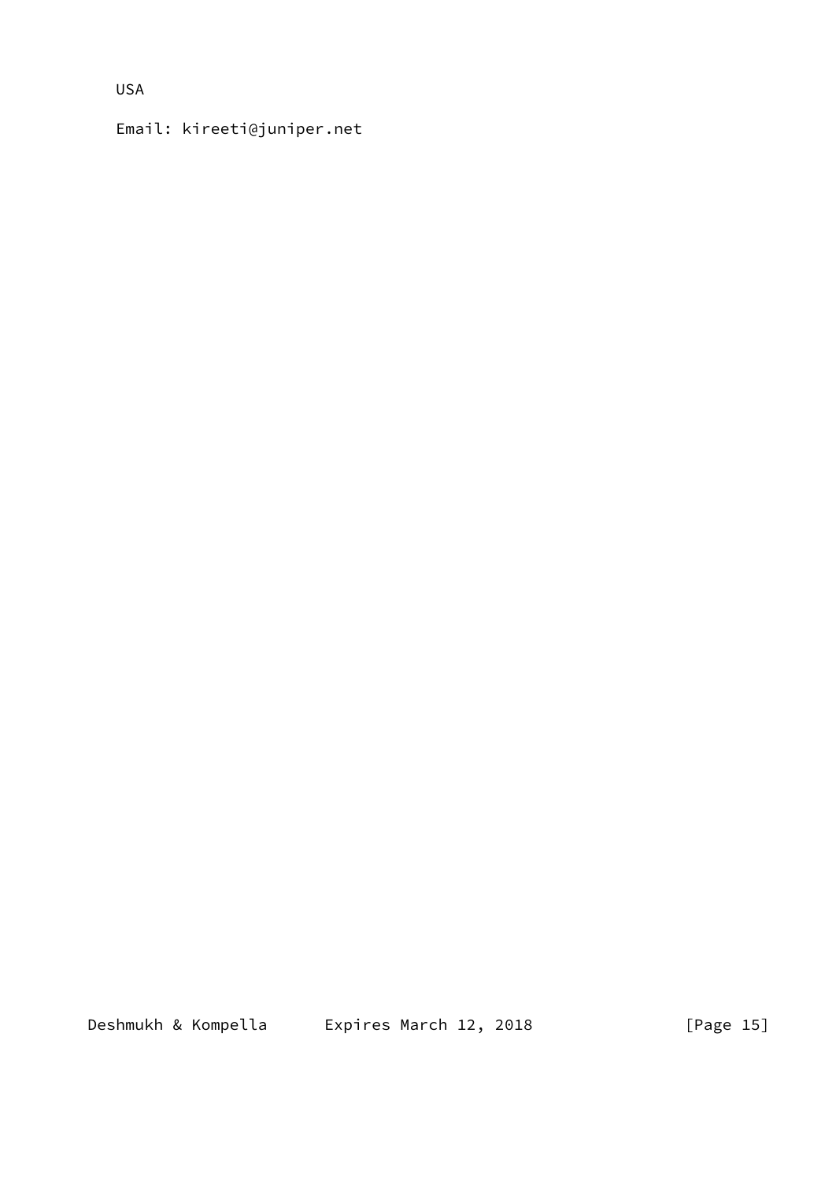USA

Email: kireeti@juniper.net